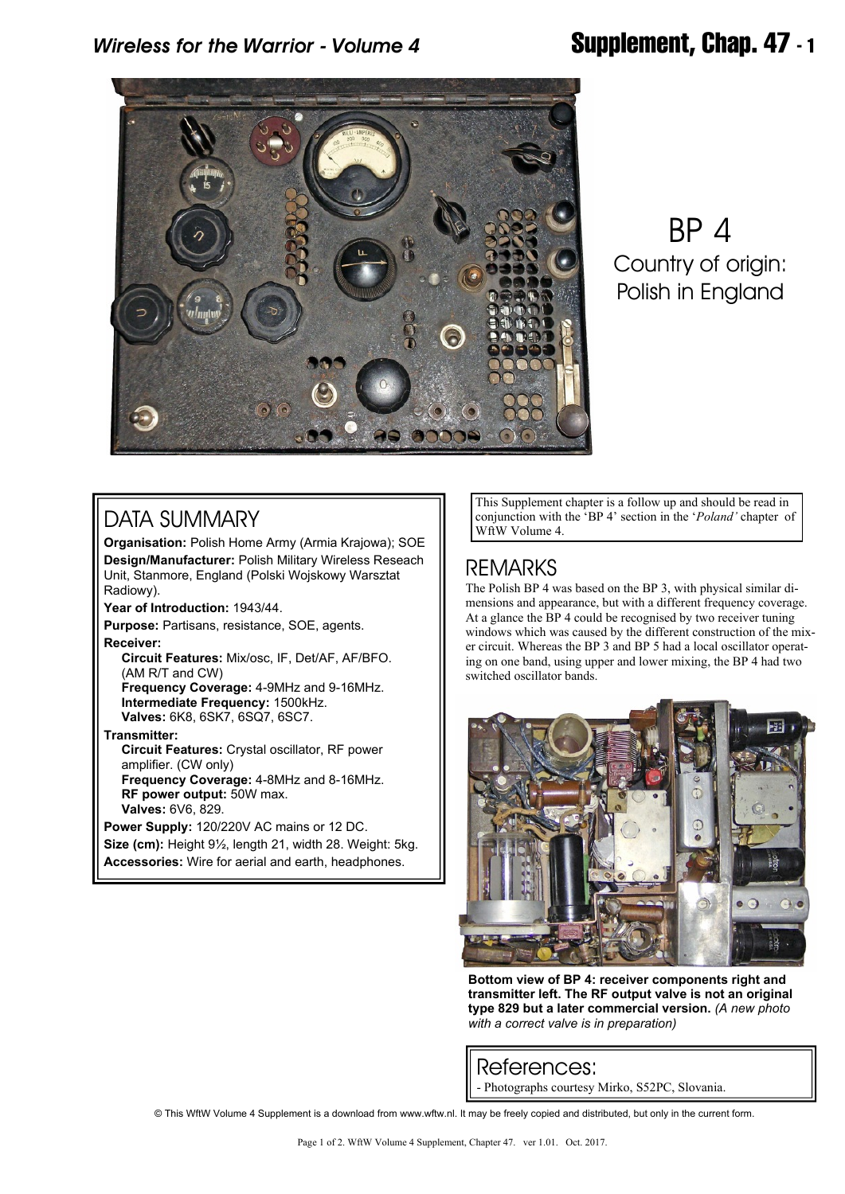# BP 4

Country of origin:
Polish in England

## DATA SUMMARY

**Organisation:** Polish Home Army (Armia Krajowa); SOE
**Design/Manufacturer:** Polish Military Wireless Reseach Unit, Stanmore, England (Polski Wojskowy Warsztat Radiowy).
**Year of Introduction:** 1943/44.
**Purpose:** Partisans, resistance, SOE, agents.
**Receiver:**
- **Circuit Features:** Mix/osc, IF, Det/AF, AF/BFO. (AM R/T and CW)
- **Frequency Coverage:** 4-9MHz and 9-16MHz.
- **Intermediate Frequency:** 1500kHz.
- **Valves:** 6K8, 6SK7, 6SQ7, 6SC7.

**Transmitter:**
- **Circuit Features:** Crystal oscillator, RF power amplifier. (CW only)
- **Frequency Coverage:** 4-8MHz and 8-16MHz.
- **RF power output:** 50W max.
- **Valves:** 6V6, 829.

**Power Supply:** 120/220V AC mains or 12 DC.
**Size (cm):** Height 9½, length 21, width 28. Weight: 5kg.
**Accessories:** Wire for aerial and earth, headphones.

This Supplement chapter is a follow up and should be read in conjunction with the 'BP 4' section in the '*Poland'* chapter of WftW Volume 4.

## REMARKS

The Polish BP 4 was based on the BP 3, with physical similar dimensions and appearance, but with a different frequency coverage. At a glance the BP 4 could be recognised by two receiver tuning windows which was caused by the different construction of the mixer circuit. Whereas the BP 3 and BP 5 had a local oscillator operating on one band, using upper and lower mixing, the BP 4 had two switched oscillator bands.

**Bottom view of BP 4: receiver components right and transmitter left. The RF output valve is not an original type 829 but a later commercial version.** *(A new photo with a correct valve is in preparation)*

## References:

- Photographs courtesy Mirko, S52PC, Slovania.

© This WftW Volume 4 Supplement is a download from www.wftw.nl. It may be freely copied and distributed, but only in the current form.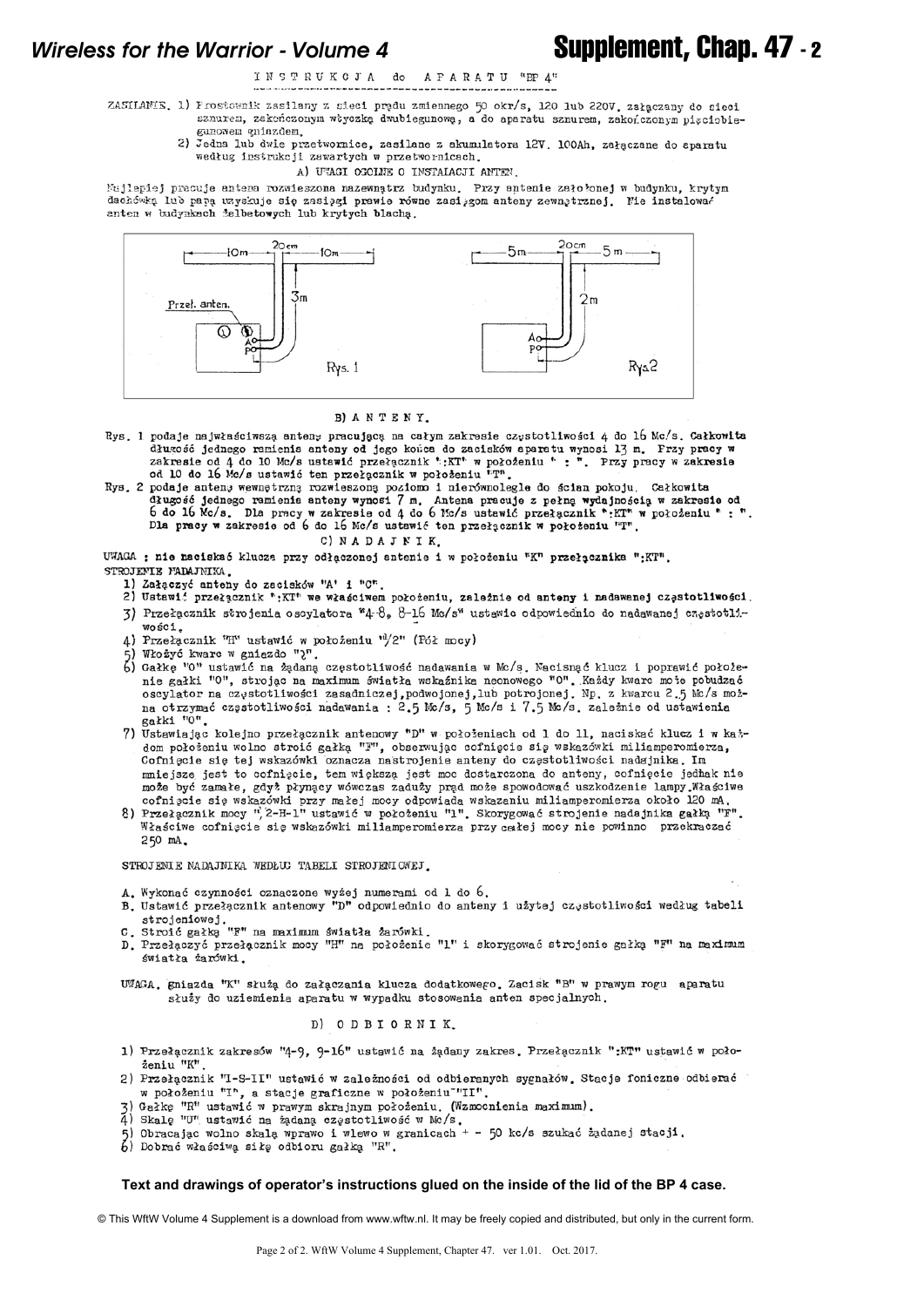INSTRUKCJA do APARATU "BP 4"

ZASILANIE. 1) Prostownik zasilany z sieci prądu zmiennego 50 okr/s, 120 lub 220V, załączany do sieci sznurem, zakończonym wtyczką dwubiegunową, a do aparatu sznurem, zakończonym pięciobiegunowem gniazdem.

2) Jedna lub dwie przetwornice, zasilane z akumulatora 12V. 100Ah, załączane do aparatu według instrukcji zawartych w przetwornicach.

A) UWAGI OGÓLNE O INSTALACJI ANTEN.

Najlepiej pracuje antena rozwieszona nazewnątrz budynku. Przy antenie założonej w budynku, krytym dachówką lub papą uzyskuje się zasięgi prawie równe zasięgom anteny zewnętrznej. Nie instalować anten w budynkach żelbetowych lub krytych blachą.

10m 20cm 10m
3m
Przeł. anten.
Rys. 1

5m 20cm 5m
2m
Rys.2

B) ANTENY.

Rys. 1 podaje najwłaściwszą antenę pracującą na całym zakresie częstotliwości 4 do 16 Mc/s. Całkowita długość jednego ramienia anteny od jego końca do zacisków aparatu wynosi 13 m. Przy pracy w zakresie od 4 do 10 Mc/s ustawić przełącznik ":KT" w położeniu " : ". Przy pracy w zakresie od 10 do 16 Mc/s ustawić ten przełącznik w położeniu "T".

Rys. 2 podaje antenę wewnętrzną rozwieszoną poziomo i nierównolegle do ścian pokoju. Całkowita długość jednego ramienia anteny wynosi 7 m. Antena pracuje z pełną wydajnością w zakresie od 6 do 16 Mc/s. Dla pracy w zakresie od 4 do 6 Mc/s ustawić przełącznik ":KT" w położeniu " : ". Dla pracy w zakresie od 6 do 16 Mc/s ustawić ten przełącznik w położeniu "T".

C) NADAJNIK.

UWAGA : nie naciskać klucza przy odłączonej antenie i w położeniu "K" przełącznika ":KT".

STROJENIE NADAJNIKA.

1) Załączyć anteny do zacisków "A" i "C".
2) Ustawić przełącznik ":KT" we właściwem położeniu, zależnie od anteny i nadawanej częstotliwości.
3) Przełącznik strojenia oscylatora "4-8, 8-16 Mc/s" ustawić odpowiednio do nadawanej częstotliwości.
4) Przełącznik "H" ustawić w położeniu "1/2" (Pół mocy)
5) Włożyć kwarc w gniazdo "Q".
6) Gałkę "O" ustawić na żądaną częstotliwość nadawania w Mc/s. Nacisnąć klucz i poprawić położenie gałki "O", strojąc na maximum światła wskaźnika neonowego "O". Każdy kwarc może pobudzać oscylator na częstotliwości zasadniczej, podwójnej, lub potrojonej. Np. z kwarcu 2.5 Mc/s można otrzymać częstotliwości nadawania : 2.5 Mc/s, 5 Mc/s i 7.5 Mc/s. zależnie od ustawienia gałki "O".
7) Ustawiając kolejno przełącznik antenowy "D" w położeniach od 1 do 11, naciskać klucz i w każdom położeniu wolno stroić gałką "F", obserwując cofnięcie się wskazówki miliamperomierza. Cofnięcie się tej wskazówki oznacza nastrojenie anteny do częstotliwości nadajnika. Im mniejsze jest to cofnięcie, tem większa jest moc dostarczona do anteny, cofnięcie jednak nie może być zamałe, gdyż płynący wówczas zaduży prąd może spowodować uszkodzenie lampy. Właściwe cofnięcie się wskazówki przy małej mocy odpowiada wskazaniu miliamperomierza około 120 mA.
8) Przełącznik mocy "1/2-H-1" ustawić w położeniu "1". Skorygować strojenie nadajnika gałką "F". Właściwe cofnięcie się wskazówki miliamperomierza przy całej mocy nie powinno przekraczać 250 mA.

STROJENIE NADAJNIKA WEDŁUG TABELI STROJENIOWEJ.

A. Wykonać czynności oznaczone wyżej numerami od 1 do 6.
B. Ustawić przełącznik antenowy "D" odpowiednio do anteny i użytej częstotliwości według tabeli strojeniowej.
C. Stroić gałką "F" na maximum światła żarówki.
D. Przełączyć przełącznik mocy "H" na położenie "1" i skorygować strojenie gałką "F" na maximum światła żarówki.

UWAGA. gniazda "K" służą do załączania klucza dodatkowego. Zacisk "B" w prawym rogu aparatu służy do uziemienia aparatu w wypadku stosowania anten specjalnych.

D) ODBIORNIK.

1) Przełącznik zakresów "4-9, 9-16" ustawić na żądany zakres. Przełącznik ":KT" ustawić w położeniu "K".
2) Przełącznik "I-S-II" ustawić w zależności od odbieranych sygnałów. Stacje foniczne odbierać w położeniu "I", a stacje graficzne w położeniu "II".
3) Gałkę "R" ustawić w prawym skrajnym położeniu. (Wzmocnienia maximum).
4) Skalę "U" ustawić na żądaną częstotliwość w Mc/s.
5) Obracając wolno skalą wprawo i wlewo w granicach + - 50 kc/s szukać żądanej stacji.
6) Dobrać właściwą siłę odbioru gałką "R".

**Text and drawings of operator's instructions glued on the inside of the lid of the BP 4 case.**

© This WftW Volume 4 Supplement is a download from www.wftw.nl. It may be freely copied and distributed, but only in the current form.